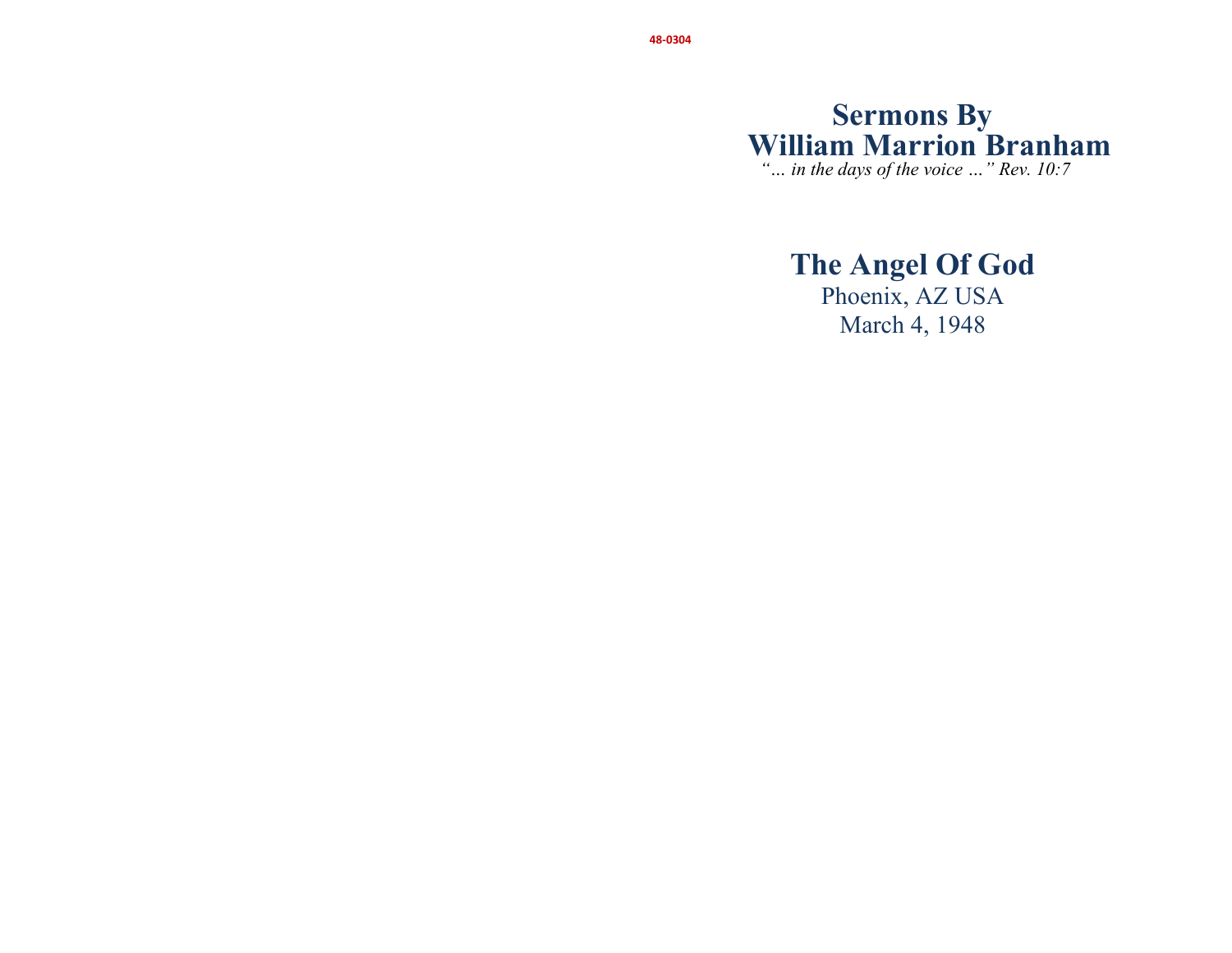48-0304

# Sermons By William Marrion Branham

*"… in the days of the voice …" Rev. 10:7*

## The Angel Of God

Phoenix, AZ USA

March 4, 1948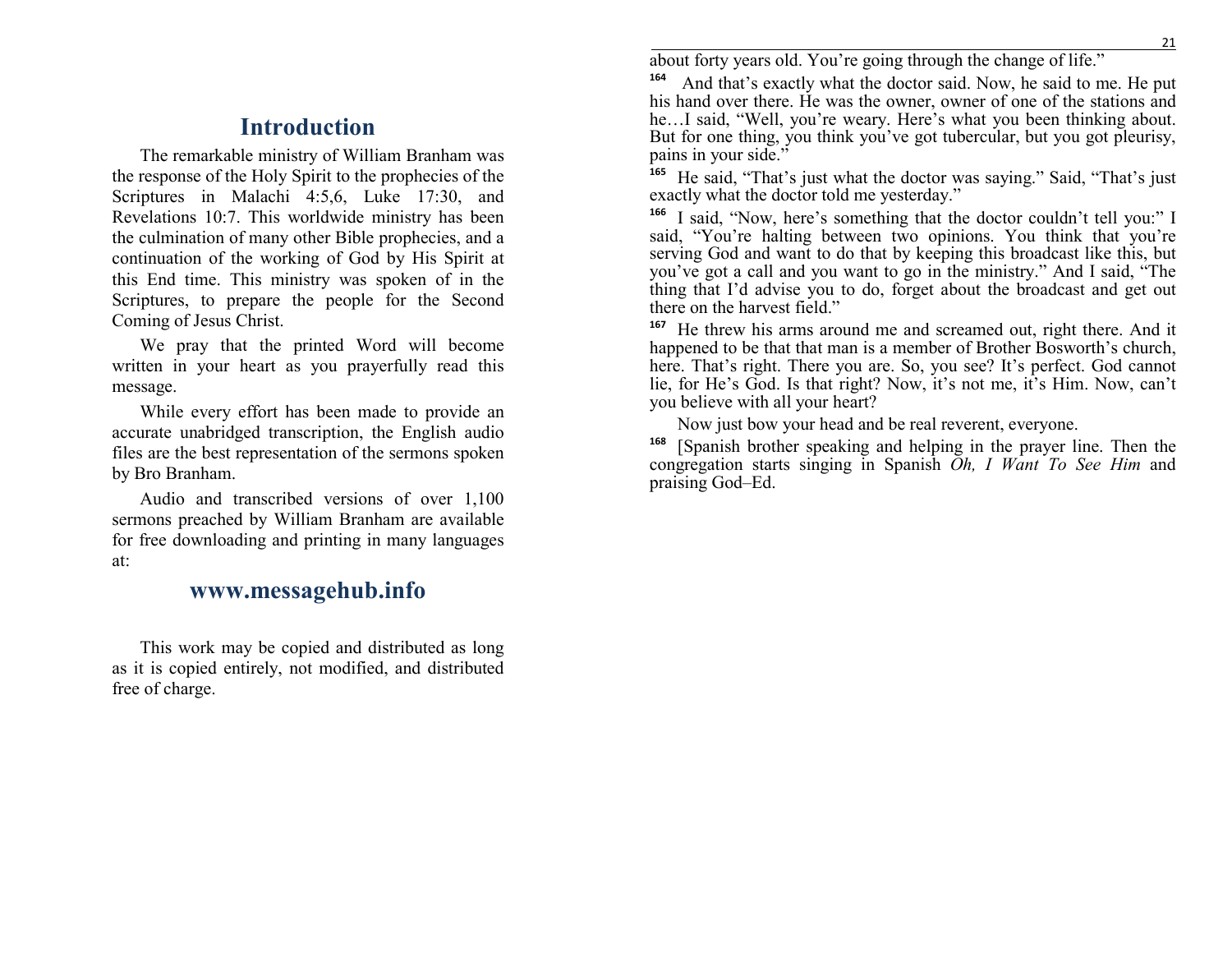## Introduction

The remarkable ministry of William Branham was the response of the Holy Spirit to the prophecies of the Scriptures in Malachi 4:5,6, Luke 17:30, and Revelations 10:7. This worldwide ministry has been the culmination of many other Bible prophecies, and a continuation of the working of God by His Spirit at this End time. This ministry was spoken of in the Scriptures, to prepare the people for the Second Coming of Jesus Christ.

We pray that the printed Word will become written in your heart as you prayerfully read this message.

While every effort has been made to provide an accurate unabridged transcription, the English audio files are the best representation of the sermons spoken by Bro Branham.

Audio and transcribed versions of over 1,100 sermons preached by William Branham are available for free downloading and printing in many languages at:

## www.messagehub.info

This work may be copied and distributed as long as it is copied entirely, not modified, and distributed free of charge.

about forty years old. You're going through the change of life."

164 And that's exactly what the doctor said. Now, he said to me. He put his hand over there. He was the owner, owner of one of the stations and he…I said, "Well, you're weary. Here's what you been thinking about. But for one thing, you think you've got tubercular, but you got pleurisy, pains in your side."

165 He said, "That's just what the doctor was saying." Said, "That's just exactly what the doctor told me yesterday."

166 I said, "Now, here's something that the doctor couldn't tell you:" I said, "You're halting between two opinions. You think that you're serving God and want to do that by keeping this broadcast like this, but you've got a call and you want to go in the ministry." And I said, "The thing that I'd advise you to do, forget about the broadcast and get out there on the harvest field."

167 He threw his arms around me and screamed out, right there. And it happened to be that that man is a member of Brother Bosworth's church, here. That's right. There you are. So, you see? It's perfect. God cannot lie, for He's God. Is that right? Now, it's not me, it's Him. Now, can't you believe with all your heart?

Now just bow your head and be real reverent, everyone.

168 [Spanish brother speaking and helping in the prayer line. Then the congregation starts singing in Spanish *Oh, I Want To See Him* and praising God–Ed.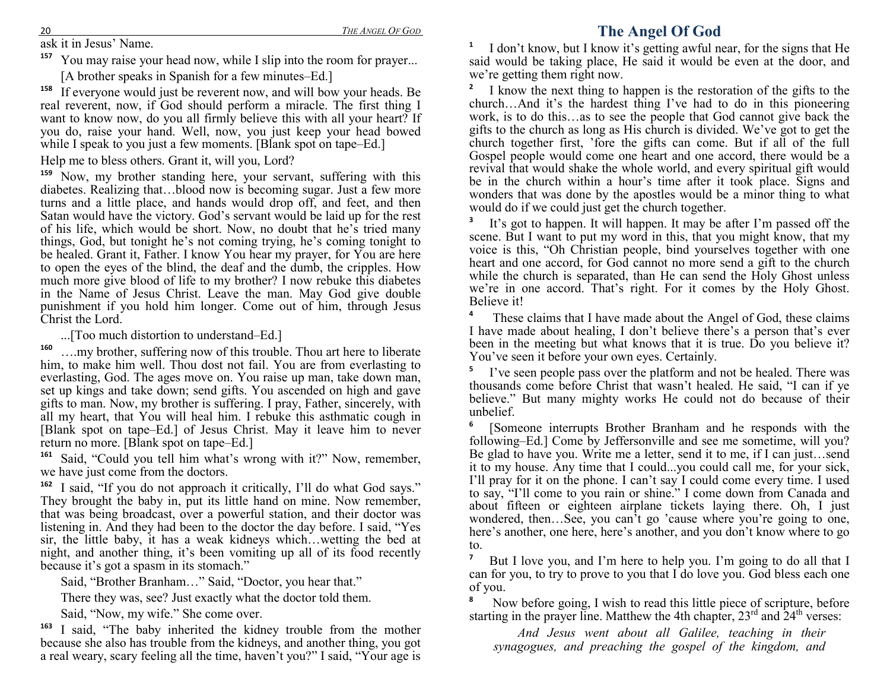ask it in Jesus' Name.

157 You may raise your head now, while I slip into the room for prayer...

[A brother speaks in Spanish for a few minutes–Ed.]

158 If everyone would just be reverent now, and will bow your heads. Be real reverent, now, if God should perform a miracle. The first thing I want to know now, do you all firmly believe this with all your heart? If you do, raise your hand. Well, now, you just keep your head bowed while I speak to you just a few moments. [Blank spot on tape–Ed.]

Help me to bless others. Grant it, will you, Lord?

159 Now, my brother standing here, your servant, suffering with this diabetes. Realizing that…blood now is becoming sugar. Just a few more turns and a little place, and hands would drop off, and feet, and then Satan would have the victory. God's servant would be laid up for the rest of his life, which would be short. Now, no doubt that he's tried many things, God, but tonight he's not coming trying, he's coming tonight to be healed. Grant it, Father. I know You hear my prayer, for You are here to open the eyes of the blind, the deaf and the dumb, the cripples. How much more give blood of life to my brother? I now rebuke this diabetes in the Name of Jesus Christ. Leave the man. May God give double punishment if you hold him longer. Come out of him, through Jesus Christ the Lord.

...[Too much distortion to understand–Ed.]

160 ….my brother, suffering now of this trouble. Thou art here to liberate him, to make him well. Thou dost not fail. You are from everlasting to everlasting, God. The ages move on. You raise up man, take down man, set up kings and take down; send gifts. You ascended on high and gave gifts to man. Now, my brother is suffering. I pray, Father, sincerely, with all my heart, that You will heal him. I rebuke this asthmatic cough in [Blank spot on tape–Ed.] of Jesus Christ. May it leave him to never return no more. [Blank spot on tape–Ed.]

161 Said, "Could you tell him what's wrong with it?" Now, remember, we have just come from the doctors.

162 I said, "If you do not approach it critically, I'll do what God says." They brought the baby in, put its little hand on mine. Now remember, that was being broadcast, over a powerful station, and their doctor was listening in. And they had been to the doctor the day before. I said, "Yes sir, the little baby, it has a weak kidneys which…wetting the bed at night, and another thing, it's been vomiting up all of its food recently because it's got a spasm in its stomach."

Said, "Brother Branham…" Said, "Doctor, you hear that."

There they was, see? Just exactly what the doctor told them.

Said, "Now, my wife." She come over.

163 I said, "The baby inherited the kidney trouble from the mother because she also has trouble from the kidneys, and another thing, you got a real weary, scary feeling all the time, haven't you?" I said, "Your age is

# The Angel Of God

1 I don't know, but I know it's getting awful near, for the signs that He said would be taking place, He said it would be even at the door, and we're getting them right now.

2 I know the next thing to happen is the restoration of the gifts to the church…And it's the hardest thing I've had to do in this pioneering work, is to do this…as to see the people that God cannot give back the gifts to the church as long as His church is divided. We've got to get the church together first, 'fore the gifts can come. But if all of the full Gospel people would come one heart and one accord, there would be a revival that would shake the whole world, and every spiritual gift would be in the church within a hour's time after it took place. Signs and wonders that was done by the apostles would be a minor thing to what would do if we could just get the church together.

3 It's got to happen. It will happen. It may be after I'm passed off the scene. But I want to put my word in this, that you might know, that my voice is this, "Oh Christian people, bind yourselves together with one heart and one accord, for God cannot no more send a gift to the church while the church is separated, than He can send the Holy Ghost unless we're in one accord. That's right. For it comes by the Holy Ghost. Believe it!

4 These claims that I have made about the Angel of God, these claims I have made about healing, I don't believe there's a person that's ever been in the meeting but what knows that it is true. Do you believe it? You've seen it before your own eyes. Certainly.

5 I've seen people pass over the platform and not be healed. There was thousands come before Christ that wasn't healed. He said, "I can if ye believe." But many mighty works He could not do because of their unbelief.

6 [Someone interrupts Brother Branham and he responds with the following–Ed.] Come by Jeffersonville and see me sometime, will you? Be glad to have you. Write me a letter, send it to me, if I can just…send it to my house. Any time that I could...you could call me, for your sick, I'll pray for it on the phone. I can't say I could come every time. I used to say, "I'll come to you rain or shine." I come down from Canada and about fifteen or eighteen airplane tickets laying there. Oh, I just wondered, then…See, you can't go 'cause where you're going to one, here's another, one here, here's another, and you don't know where to go to.

7 But I love you, and I'm here to help you. I'm going to do all that I can for you, to try to prove to you that I do love you. God bless each one of you.

8 Now before going, I wish to read this little piece of scripture, before starting in the prayer line. Matthew the 4th chapter, 23rd and 24th verses:

*And Jesus went about all Galilee, teaching in their synagogues, and preaching the gospel of the kingdom, and*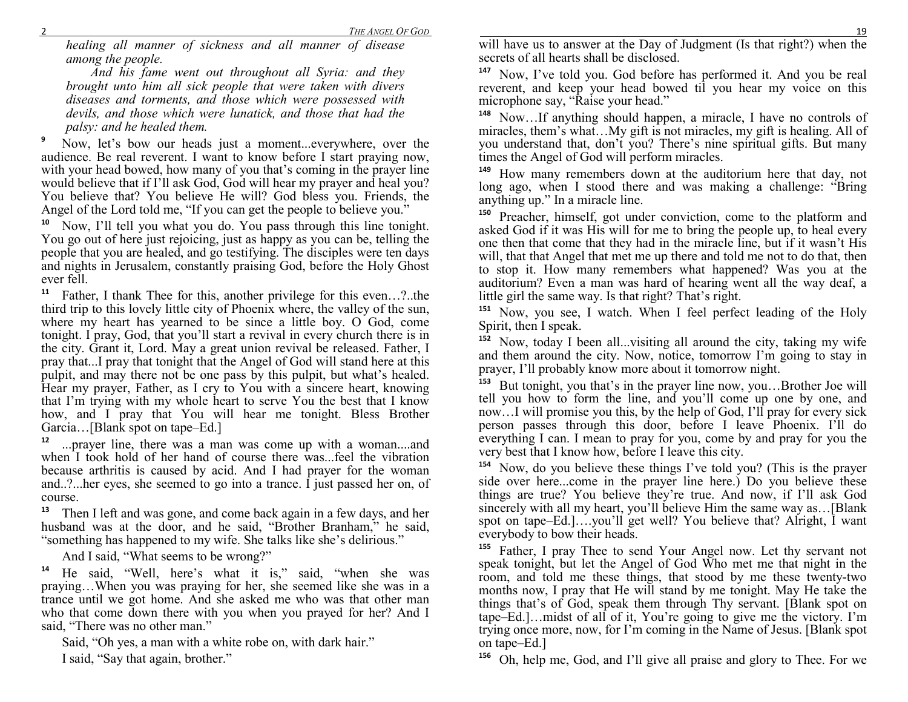*healing all manner of sickness and all manner of disease among the people.*

*And his fame went out throughout all Syria: and they brought unto him all sick people that were taken with divers diseases and torments, and those which were possessed with devils, and those which were lunatick, and those that had the palsy: and he healed them.*

**9** Now, let's bow our heads just a moment...everywhere, over the audience. Be real reverent. I want to know before I start praying now, with your head bowed, how many of you that's coming in the prayer line would believe that if I'll ask God, God will hear my prayer and heal you? You believe that? You believe He will? God bless you. Friends, the Angel of the Lord told me, "If you can get the people to believe you."

**10** Now, I'll tell you what you do. You pass through this line tonight. You go out of here just rejoicing, just as happy as you can be, telling the people that you are healed, and go testifying. The disciples were ten days and nights in Jerusalem, constantly praising God, before the Holy Ghost ever fell.

**11** Father, I thank Thee for this, another privilege for this even…?..the third trip to this lovely little city of Phoenix where, the valley of the sun, where my heart has yearned to be since a little boy. O God, come tonight. I pray, God, that you'll start a revival in every church there is in the city. Grant it, Lord. May a great union revival be released. Father, I pray that...I pray that tonight that the Angel of God will stand here at this pulpit, and may there not be one pass by this pulpit, but what's healed. Hear my prayer, Father, as I cry to You with a sincere heart, knowing that I'm trying with my whole heart to serve You the best that I know how, and I pray that You will hear me tonight. Bless Brother Garcia…[Blank spot on tape–Ed.]

**12** ...prayer line, there was a man was come up with a woman....and when I took hold of her hand of course there was...feel the vibration because arthritis is caused by acid. And I had prayer for the woman and..?...her eyes, she seemed to go into a trance. I just passed her on, of course.

**13** Then I left and was gone, and come back again in a few days, and her husband was at the door, and he said, "Brother Branham," he said, "something has happened to my wife. She talks like she's delirious."

And I said, "What seems to be wrong?"

**14** He said, "Well, here's what it is," said, "when she was praying…When you was praying for her, she seemed like she was in a trance until we got home. And she asked me who was that other man who that come down there with you when you prayed for her? And I said, "There was no other man."

Said, "Oh yes, a man with a white robe on, with dark hair."

I said, "Say that again, brother."

will have us to answer at the Day of Judgment (Is that right?) when the secrets of all hearts shall be disclosed.

**147** Now, I've told you. God before has performed it. And you be real reverent, and keep your head bowed til you hear my voice on this microphone say, "Raise your head."

**148** Now…If anything should happen, a miracle, I have no controls of miracles, them's what…My gift is not miracles, my gift is healing. All of you understand that, don't you? There's nine spiritual gifts. But many times the Angel of God will perform miracles.

**149** How many remembers down at the auditorium here that day, not long ago, when I stood there and was making a challenge: "Bring anything up." In a miracle line.

**150** Preacher, himself, got under conviction, come to the platform and asked God if it was His will for me to bring the people up, to heal every one then that come that they had in the miracle line, but if it wasn't His will, that that Angel that met me up there and told me not to do that, then to stop it. How many remembers what happened? Was you at the auditorium? Even a man was hard of hearing went all the way deaf, a little girl the same way. Is that right? That's right.

**151** Now, you see, I watch. When I feel perfect leading of the Holy Spirit, then I speak.

**152** Now, today I been all...visiting all around the city, taking my wife and them around the city. Now, notice, tomorrow I'm going to stay in prayer, I'll probably know more about it tomorrow night.

**153** But tonight, you that's in the prayer line now, you…Brother Joe will tell you how to form the line, and you'll come up one by one, and now…I will promise you this, by the help of God, I'll pray for every sick person passes through this door, before I leave Phoenix. I'll do everything I can. I mean to pray for you, come by and pray for you the very best that I know how, before I leave this city.

**154** Now, do you believe these things I've told you? (This is the prayer side over here...come in the prayer line here.) Do you believe these things are true? You believe they're true. And now, if I'll ask God sincerely with all my heart, you'll believe Him the same way as…[Blank spot on tape–Ed.]….you'll get well? You believe that? Alright, I want everybody to bow their heads.

**155** Father, I pray Thee to send Your Angel now. Let thy servant not speak tonight, but let the Angel of God Who met me that night in the room, and told me these things, that stood by me these twenty-two months now, I pray that He will stand by me tonight. May He take the things that's of God, speak them through Thy servant. [Blank spot on tape–Ed.]…midst of all of it, You're going to give me the victory. I'm trying once more, now, for I'm coming in the Name of Jesus. [Blank spot on tape–Ed.]

**156** Oh, help me, God, and I'll give all praise and glory to Thee. For we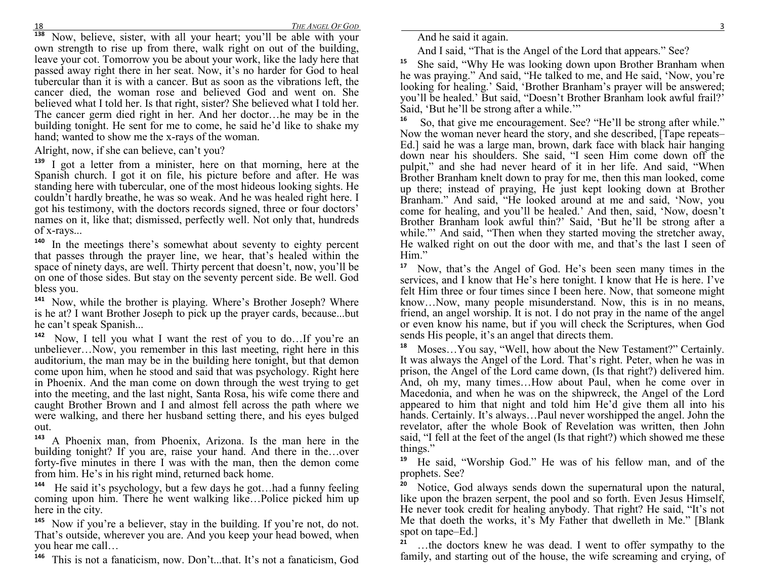**138** Now, believe, sister, with all your heart; you'll be able with your own strength to rise up from there, walk right on out of the building, leave your cot. Tomorrow you be about your work, like the lady here that passed away right there in her seat. Now, it's no harder for God to heal tubercular than it is with a cancer. But as soon as the vibrations left, the cancer died, the woman rose and believed God and went on. She believed what I told her. Is that right, sister? She believed what I told her. The cancer germ died right in her. And her doctor…he may be in the building tonight. He sent for me to come, he said he'd like to shake my hand; wanted to show me the x-rays of the woman.

Alright, now, if she can believe, can't you?

**139** I got a letter from a minister, here on that morning, here at the Spanish church. I got it on file, his picture before and after. He was standing here with tubercular, one of the most hideous looking sights. He couldn't hardly breathe, he was so weak. And he was healed right here. I got his testimony, with the doctors records signed, three or four doctors' names on it, like that; dismissed, perfectly well. Not only that, hundreds of x-rays...

**140** In the meetings there's somewhat about seventy to eighty percent that passes through the prayer line, we hear, that's healed within the space of ninety days, are well. Thirty percent that doesn't, now, you'll be on one of those sides. But stay on the seventy percent side. Be well. God bless you.

**141** Now, while the brother is playing. Where's Brother Joseph? Where is he at? I want Brother Joseph to pick up the prayer cards, because...but he can't speak Spanish...

**142** Now, I tell you what I want the rest of you to do…If you're an unbeliever…Now, you remember in this last meeting, right here in this auditorium, the man may be in the building here tonight, but that demon come upon him, when he stood and said that was psychology. Right here in Phoenix. And the man come on down through the west trying to get into the meeting, and the last night, Santa Rosa, his wife come there and caught Brother Brown and I and almost fell across the path where we were walking, and there her husband setting there, and his eyes bulged out.

**143** A Phoenix man, from Phoenix, Arizona. Is the man here in the building tonight? If you are, raise your hand. And there in the…over forty-five minutes in there I was with the man, then the demon come from him. He's in his right mind, returned back home.

**144** He said it's psychology, but a few days he got…had a funny feeling coming upon him. There he went walking like…Police picked him up here in the city.

**145** Now if you're a believer, stay in the building. If you're not, do not. That's outside, wherever you are. And you keep your head bowed, when you hear me call…

**146** This is not a fanaticism, now. Don't...that. It's not a fanaticism, God

And he said it again.

And I said, "That is the Angel of the Lord that appears." See?

**15** She said, "Why He was looking down upon Brother Branham when he was praying." And said, "He talked to me, and He said, 'Now, you're looking for healing.' Said, 'Brother Branham's prayer will be answered; you'll be healed.' But said, "Doesn't Brother Branham look awful frail?' Said, 'But he'll be strong after a while.'"

**16** So, that give me encouragement. See? "He'll be strong after while." Now the woman never heard the story, and she described, [Tape repeats–Ed.] said he was a large man, brown, dark face with black hair hanging down near his shoulders. She said, "I seen Him come down off the pulpit," and she had never heard of it in her life. And said, "When Brother Branham knelt down to pray for me, then this man looked, come up there; instead of praying, He just kept looking down at Brother Branham." And said, "He looked around at me and said, 'Now, you come for healing, and you'll be healed.' And then, said, 'Now, doesn't Brother Branham look awful thin?' Said, 'But he'll be strong after a while.'" And said, "Then when they started moving the stretcher away, He walked right on out the door with me, and that's the last I seen of Him."

**17** Now, that's the Angel of God. He's been seen many times in the services, and I know that He's here tonight. I know that He is here. I've felt Him three or four times since I been here. Now, that someone might know…Now, many people misunderstand. Now, this is in no means, friend, an angel worship. It is not. I do not pray in the name of the angel or even know his name, but if you will check the Scriptures, when God sends His people, it's an angel that directs them.

**18** Moses…You say, "Well, how about the New Testament?" Certainly. It was always the Angel of the Lord. That's right. Peter, when he was in prison, the Angel of the Lord came down, (Is that right?) delivered him. And, oh my, many times…How about Paul, when he come over in Macedonia, and when he was on the shipwreck, the Angel of the Lord appeared to him that night and told him He'd give them all into his hands. Certainly. It's always…Paul never worshipped the angel. John the revelator, after the whole Book of Revelation was written, then John said, "I fell at the feet of the angel (Is that right?) which showed me these things."

**19** He said, "Worship God." He was of his fellow man, and of the prophets. See?

**20** Notice, God always sends down the supernatural upon the natural, like upon the brazen serpent, the pool and so forth. Even Jesus Himself, He never took credit for healing anybody. That right? He said, "It's not Me that doeth the works, it's My Father that dwelleth in Me." [Blank spot on tape–Ed.]

**21** …the doctors knew he was dead. I went to offer sympathy to the family, and starting out of the house, the wife screaming and crying, of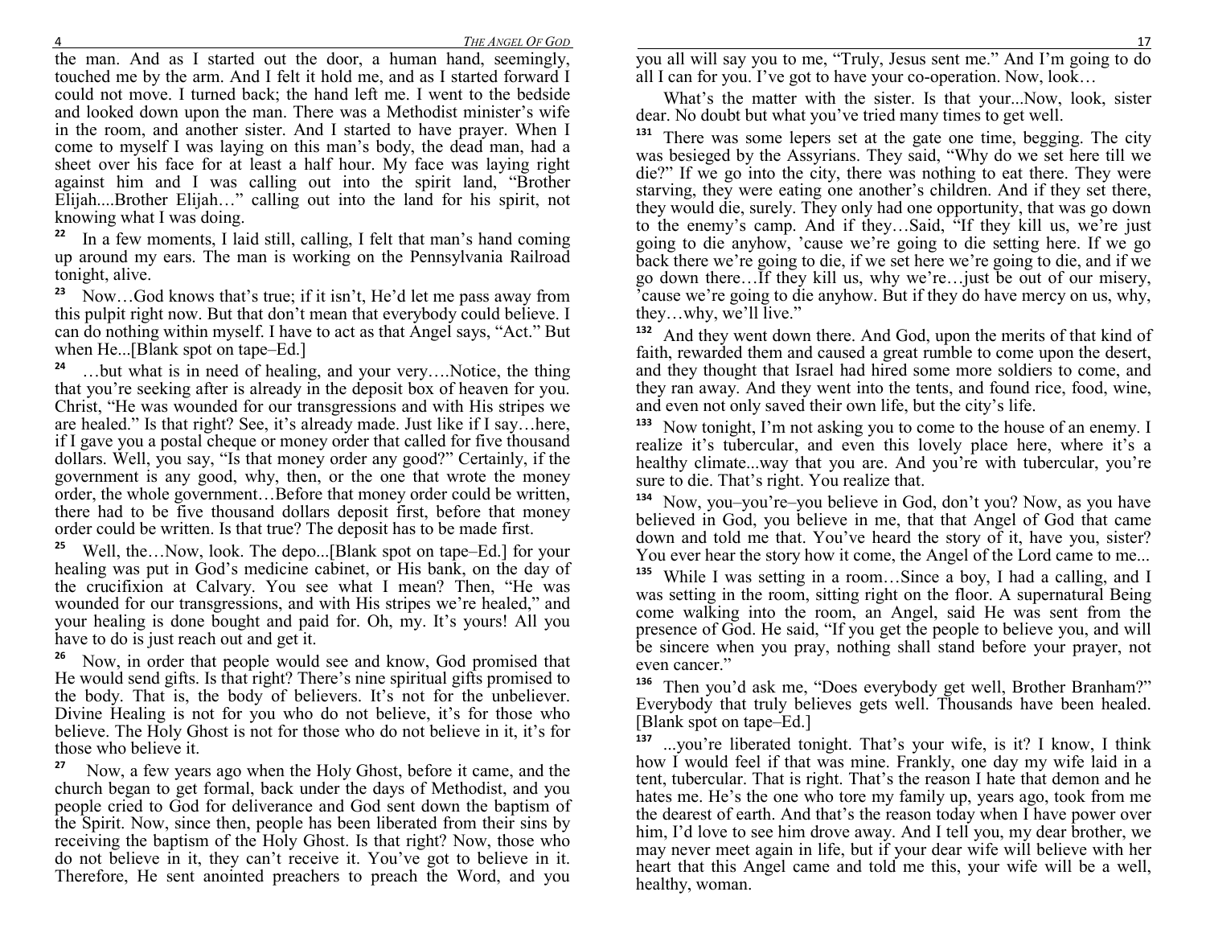the man. And as I started out the door, a human hand, seemingly, touched me by the arm. And I felt it hold me, and as I started forward I could not move. I turned back; the hand left me. I went to the bedside and looked down upon the man. There was a Methodist minister's wife in the room, and another sister. And I started to have prayer. When I come to myself I was laying on this man's body, the dead man, had a sheet over his face for at least a half hour. My face was laying right against him and I was calling out into the spirit land, "Brother Elijah....Brother Elijah…" calling out into the land for his spirit, not knowing what I was doing.

**22** In a few moments, I laid still, calling, I felt that man's hand coming up around my ears. The man is working on the Pennsylvania Railroad tonight, alive.

**23** Now…God knows that's true; if it isn't, He'd let me pass away from this pulpit right now. But that don't mean that everybody could believe. I can do nothing within myself. I have to act as that Angel says, "Act." But when He...[Blank spot on tape–Ed.]

**24** …but what is in need of healing, and your very….Notice, the thing that you're seeking after is already in the deposit box of heaven for you. Christ, "He was wounded for our transgressions and with His stripes we are healed." Is that right? See, it's already made. Just like if I say…here, if I gave you a postal cheque or money order that called for five thousand dollars. Well, you say, "Is that money order any good?" Certainly, if the government is any good, why, then, or the one that wrote the money order, the whole government…Before that money order could be written, there had to be five thousand dollars deposit first, before that money order could be written. Is that true? The deposit has to be made first.

**25** Well, the…Now, look. The depo...[Blank spot on tape–Ed.] for your healing was put in God's medicine cabinet, or His bank, on the day of the crucifixion at Calvary. You see what I mean? Then, "He was wounded for our transgressions, and with His stripes we're healed," and your healing is done bought and paid for. Oh, my. It's yours! All you have to do is just reach out and get it.

**26** Now, in order that people would see and know, God promised that He would send gifts. Is that right? There's nine spiritual gifts promised to the body. That is, the body of believers. It's not for the unbeliever. Divine Healing is not for you who do not believe, it's for those who believe. The Holy Ghost is not for those who do not believe in it, it's for those who believe it.

**27** Now, a few years ago when the Holy Ghost, before it came, and the church began to get formal, back under the days of Methodist, and you people cried to God for deliverance and God sent down the baptism of the Spirit. Now, since then, people has been liberated from their sins by receiving the baptism of the Holy Ghost. Is that right? Now, those who do not believe in it, they can't receive it. You've got to believe in it. Therefore, He sent anointed preachers to preach the Word, and you you all will say you to me, "Truly, Jesus sent me." And I'm going to do all I can for you. I've got to have your co-operation. Now, look…

What's the matter with the sister. Is that your...Now, look, sister dear. No doubt but what you've tried many times to get well.

**131** There was some lepers set at the gate one time, begging. The city was besieged by the Assyrians. They said, "Why do we set here till we die?" If we go into the city, there was nothing to eat there. They were starving, they were eating one another's children. And if they set there, they would die, surely. They only had one opportunity, that was go down to the enemy's camp. And if they…Said, "If they kill us, we're just going to die anyhow, 'cause we're going to die setting here. If we go back there we're going to die, if we set here we're going to die, and if we go down there…If they kill us, why we're…just be out of our misery, 'cause we're going to die anyhow. But if they do have mercy on us, why, they…why, we'll live."

**132** And they went down there. And God, upon the merits of that kind of faith, rewarded them and caused a great rumble to come upon the desert, and they thought that Israel had hired some more soldiers to come, and they ran away. And they went into the tents, and found rice, food, wine, and even not only saved their own life, but the city's life.

**133** Now tonight, I'm not asking you to come to the house of an enemy. I realize it's tubercular, and even this lovely place here, where it's a healthy climate...way that you are. And you're with tubercular, you're sure to die. That's right. You realize that.

**134** Now, you–you're–you believe in God, don't you? Now, as you have believed in God, you believe in me, that that Angel of God that came down and told me that. You've heard the story of it, have you, sister? You ever hear the story how it come, the Angel of the Lord came to me...

**135** While I was setting in a room…Since a boy, I had a calling, and I was setting in the room, sitting right on the floor. A supernatural Being come walking into the room, an Angel, said He was sent from the presence of God. He said, "If you get the people to believe you, and will be sincere when you pray, nothing shall stand before your prayer, not even cancer."

**136** Then you'd ask me, "Does everybody get well, Brother Branham?" Everybody that truly believes gets well. Thousands have been healed. [Blank spot on tape–Ed.]

**137** ...you're liberated tonight. That's your wife, is it? I know, I think how I would feel if that was mine. Frankly, one day my wife laid in a tent, tubercular. That is right. That's the reason I hate that demon and he hates me. He's the one who tore my family up, years ago, took from me the dearest of earth. And that's the reason today when I have power over him, I'd love to see him drove away. And I tell you, my dear brother, we may never meet again in life, but if your dear wife will believe with her heart that this Angel came and told me this, your wife will be a well, healthy, woman.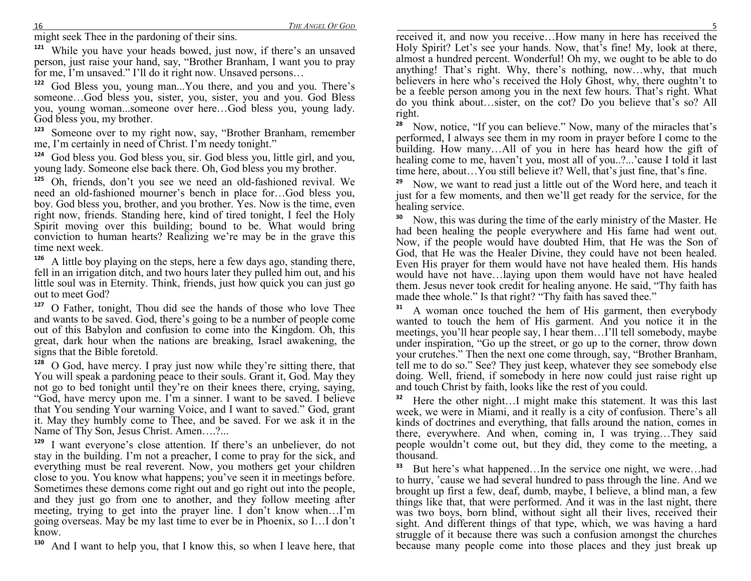might seek Thee in the pardoning of their sins.

**121** While you have your heads bowed, just now, if there's an unsaved person, just raise your hand, say, "Brother Branham, I want you to pray for me, I'm unsaved." I'll do it right now. Unsaved persons…

**122** God Bless you, young man...You there, and you and you. There's someone…God bless you, sister, you, sister, you and you. God Bless you, young woman...someone over here…God bless you, young lady. God bless you, my brother.

**123** Someone over to my right now, say, "Brother Branham, remember me, I'm certainly in need of Christ. I'm needy tonight."

**124** God bless you. God bless you, sir. God bless you, little girl, and you, young lady. Someone else back there. Oh, God bless you my brother.

**125** Oh, friends, don't you see we need an old-fashioned revival. We need an old-fashioned mourner's bench in place for…God bless you, boy. God bless you, brother, and you brother. Yes. Now is the time, even right now, friends. Standing here, kind of tired tonight, I feel the Holy Spirit moving over this building; bound to be. What would bring conviction to human hearts? Realizing we're may be in the grave this time next week.

**126** A little boy playing on the steps, here a few days ago, standing there, fell in an irrigation ditch, and two hours later they pulled him out, and his little soul was in Eternity. Think, friends, just how quick you can just go out to meet God?

**127** O Father, tonight, Thou did see the hands of those who love Thee and wants to be saved. God, there's going to be a number of people come out of this Babylon and confusion to come into the Kingdom. Oh, this great, dark hour when the nations are breaking, Israel awakening, the signs that the Bible foretold.

**128** O God, have mercy. I pray just now while they're sitting there, that You will speak a pardoning peace to their souls. Grant it, God. May they not go to bed tonight until they're on their knees there, crying, saying, "God, have mercy upon me. I'm a sinner. I want to be saved. I believe that You sending Your warning Voice, and I want to saved." God, grant it. May they humbly come to Thee, and be saved. For we ask it in the Name of Thy Son, Jesus Christ. Amen….?...

**129** I want everyone's close attention. If there's an unbeliever, do not stay in the building. I'm not a preacher, I come to pray for the sick, and everything must be real reverent. Now, you mothers get your children close to you. You know what happens; you've seen it in meetings before. Sometimes these demons come right out and go right out into the people, and they just go from one to another, and they follow meeting after meeting, trying to get into the prayer line. I don't know when…I'm going overseas. May be my last time to ever be in Phoenix, so I…I don't know.

**130** And I want to help you, that I know this, so when I leave here, that

received it, and now you receive…How many in here has received the Holy Spirit? Let's see your hands. Now, that's fine! My, look at there, almost a hundred percent. Wonderful! Oh my, we ought to be able to do anything! That's right. Why, there's nothing, now…why, that much believers in here who's received the Holy Ghost, why, there oughtn't to be a feeble person among you in the next few hours. That's right. What do you think about…sister, on the cot? Do you believe that's so? All right.

**28** Now, notice, "If you can believe." Now, many of the miracles that's performed, I always see them in my room in prayer before I come to the building. How many…All of you in here has heard how the gift of healing come to me, haven't you, most all of you..?...'cause I told it last time here, about…You still believe it? Well, that's just fine, that's fine.

**29** Now, we want to read just a little out of the Word here, and teach it just for a few moments, and then we'll get ready for the service, for the healing service.

**30** Now, this was during the time of the early ministry of the Master. He had been healing the people everywhere and His fame had went out. Now, if the people would have doubted Him, that He was the Son of God, that He was the Healer Divine, they could have not been healed. Even His prayer for them would have not have healed them. His hands would have not have…laying upon them would have not have healed them. Jesus never took credit for healing anyone. He said, "Thy faith has made thee whole." Is that right? "Thy faith has saved thee."

**31** A woman once touched the hem of His garment, then everybody wanted to touch the hem of His garment. And you notice it in the meetings, you'll hear people say, I hear them…I'll tell somebody, maybe under inspiration, "Go up the street, or go up to the corner, throw down your crutches." Then the next one come through, say, "Brother Branham, tell me to do so." See? They just keep, whatever they see somebody else doing. Well, friend, if somebody in here now could just raise right up and touch Christ by faith, looks like the rest of you could.

**32** Here the other night…I might make this statement. It was this last week, we were in Miami, and it really is a city of confusion. There's all kinds of doctrines and everything, that falls around the nation, comes in there, everywhere. And when, coming in, I was trying…They said people wouldn't come out, but they did, they come to the meeting, a thousand.

**33** But here's what happened…In the service one night, we were…had to hurry, 'cause we had several hundred to pass through the line. And we brought up first a few, deaf, dumb, maybe, I believe, a blind man, a few things like that, that were performed. And it was in the last night, there was two boys, born blind, without sight all their lives, received their sight. And different things of that type, which, we was having a hard struggle of it because there was such a confusion amongst the churches because many people come into those places and they just break up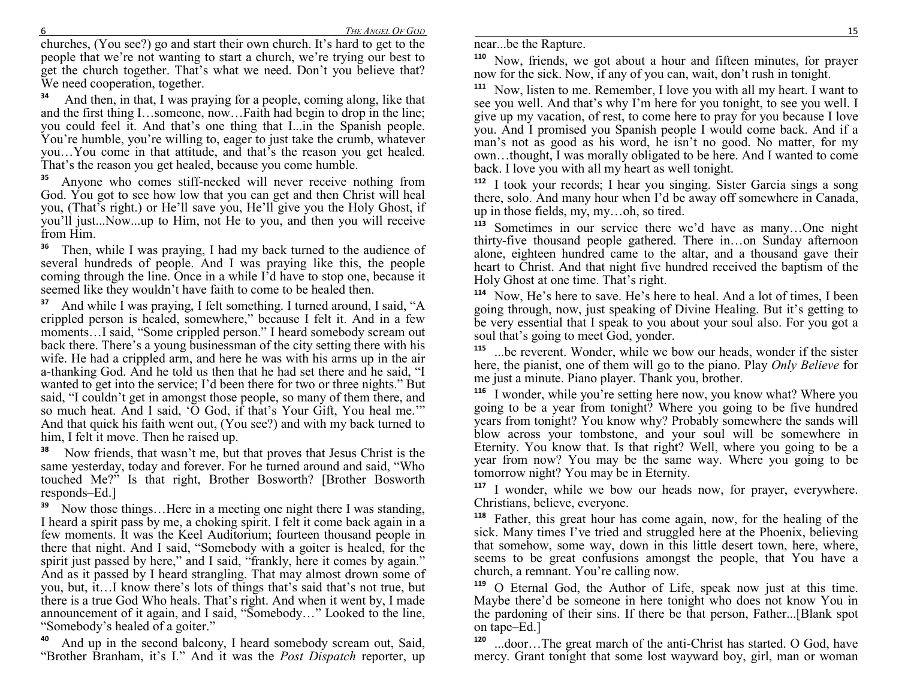churches, (You see?) go and start their own church. It's hard to get to the people that we're not wanting to start a church, we're trying our best to get the church together. That's what we need. Don't you believe that? We need cooperation, together.

**34** And then, in that, I was praying for a people, coming along, like that and the first thing I…someone, now…Faith had begin to drop in the line; you could feel it. And that's one thing that I...in the Spanish people. You're humble, you're willing to, eager to just take the crumb, whatever you…You come in that attitude, and that's the reason you get healed. That's the reason you get healed, because you come humble.

**35** Anyone who comes stiff-necked will never receive nothing from God. You got to see how low that you can get and then Christ will heal you, (That's right.) or He'll save you, He'll give you the Holy Ghost, if you'll just...Now...up to Him, not He to you, and then you will receive from Him.

**36** Then, while I was praying, I had my back turned to the audience of several hundreds of people. And I was praying like this, the people coming through the line. Once in a while I'd have to stop one, because it seemed like they wouldn't have faith to come to be healed then.

**37** And while I was praying, I felt something. I turned around, I said, "A crippled person is healed, somewhere," because I felt it. And in a few moments…I said, "Some crippled person." I heard somebody scream out back there. There's a young businessman of the city setting there with his wife. He had a crippled arm, and here he was with his arms up in the air a-thanking God. And he told us then that he had set there and he said, "I wanted to get into the service; I'd been there for two or three nights." But said, "I couldn't get in amongst those people, so many of them there, and so much heat. And I said, 'O God, if that's Your Gift, You heal me.'" And that quick his faith went out, (You see?) and with my back turned to him, I felt it move. Then he raised up.

**38** Now friends, that wasn't me, but that proves that Jesus Christ is the same yesterday, today and forever. For he turned around and said, "Who touched Me?" Is that right, Brother Bosworth? [Brother Bosworth responds–Ed.]

**39** Now those things…Here in a meeting one night there I was standing, I heard a spirit pass by me, a choking spirit. I felt it come back again in a few moments. It was the Keel Auditorium; fourteen thousand people in there that night. And I said, "Somebody with a goiter is healed, for the spirit just passed by here," and I said, "frankly, here it comes by again." And as it passed by I heard strangling. That may almost drown some of you, but, it…I know there's lots of things that's said that's not true, but there is a true God Who heals. That's right. And when it went by, I made announcement of it again, and I said, "Somebody…" Looked to the line, "Somebody's healed of a goiter."

**40** And up in the second balcony, I heard somebody scream out, Said, "Brother Branham, it's I." And it was the *Post Dispatch* reporter, up near...be the Rapture.

**110** Now, friends, we got about a hour and fifteen minutes, for prayer now for the sick. Now, if any of you can, wait, don't rush in tonight.

**111** Now, listen to me. Remember, I love you with all my heart. I want to see you well. And that's why I'm here for you tonight, to see you well. I give up my vacation, of rest, to come here to pray for you because I love you. And I promised you Spanish people I would come back. And if a man's not as good as his word, he isn't no good. No matter, for my own…thought, I was morally obligated to be here. And I wanted to come back. I love you with all my heart as well tonight.

**112** I took your records; I hear you singing. Sister Garcia sings a song there, solo. And many hour when I'd be away off somewhere in Canada, up in those fields, my, my…oh, so tired.

**113** Sometimes in our service there we'd have as many…One night thirty-five thousand people gathered. There in…on Sunday afternoon alone, eighteen hundred came to the altar, and a thousand gave their heart to Christ. And that night five hundred received the baptism of the Holy Ghost at one time. That's right.

**114** Now, He's here to save. He's here to heal. And a lot of times, I been going through, now, just speaking of Divine Healing. But it's getting to be very essential that I speak to you about your soul also. For you got a soul that's going to meet God, yonder.

**115** ...be reverent. Wonder, while we bow our heads, wonder if the sister here, the pianist, one of them will go to the piano. Play *Only Believe* for me just a minute. Piano player. Thank you, brother.

**116** I wonder, while you're setting here now, you know what? Where you going to be a year from tonight? Where you going to be five hundred years from tonight? You know why? Probably somewhere the sands will blow across your tombstone, and your soul will be somewhere in Eternity. You know that. Is that right? Well, where you going to be a year from now? You may be the same way. Where you going to be tomorrow night? You may be in Eternity.

**117** I wonder, while we bow our heads now, for prayer, everywhere. Christians, believe, everyone.

**118** Father, this great hour has come again, now, for the healing of the sick. Many times I've tried and struggled here at the Phoenix, believing that somehow, some way, down in this little desert town, here, where, seems to be great confusions amongst the people, that You have a church, a remnant. You're calling now.

**119** O Eternal God, the Author of Life, speak now just at this time. Maybe there'd be someone in here tonight who does not know You in the pardoning of their sins. If there be that person, Father...[Blank spot on tape–Ed.]

**120** ...door…The great march of the anti-Christ has started. O God, have mercy. Grant tonight that some lost wayward boy, girl, man or woman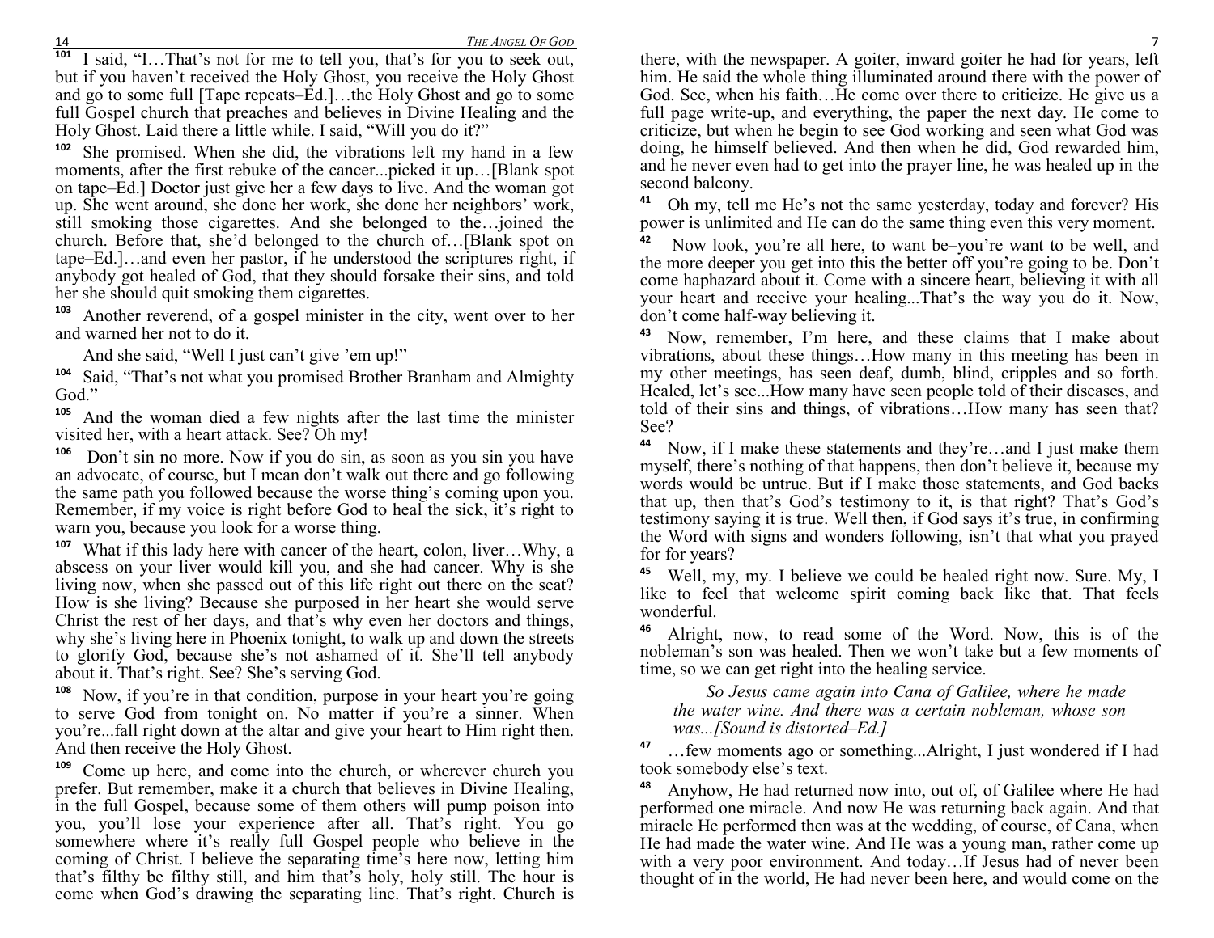[101] I said, "I…That's not for me to tell you, that's for you to seek out, but if you haven't received the Holy Ghost, you receive the Holy Ghost and go to some full [Tape repeats–Ed.]…the Holy Ghost and go to some full Gospel church that preaches and believes in Divine Healing and the Holy Ghost. Laid there a little while. I said, "Will you do it?"

[102] She promised. When she did, the vibrations left my hand in a few moments, after the first rebuke of the cancer...picked it up…[Blank spot on tape–Ed.] Doctor just give her a few days to live. And the woman got up. She went around, she done her work, she done her neighbors' work, still smoking those cigarettes. And she belonged to the…joined the church. Before that, she'd belonged to the church of…[Blank spot on tape–Ed.]…and even her pastor, if he understood the scriptures right, if anybody got healed of God, that they should forsake their sins, and told her she should quit smoking them cigarettes.

[103] Another reverend, of a gospel minister in the city, went over to her and warned her not to do it.

And she said, "Well I just can't give 'em up!"

[104] Said, "That's not what you promised Brother Branham and Almighty God."

[105] And the woman died a few nights after the last time the minister visited her, with a heart attack. See? Oh my!

[106] Don't sin no more. Now if you do sin, as soon as you sin you have an advocate, of course, but I mean don't walk out there and go following the same path you followed because the worse thing's coming upon you. Remember, if my voice is right before God to heal the sick, it's right to warn you, because you look for a worse thing.

[107] What if this lady here with cancer of the heart, colon, liver…Why, a abscess on your liver would kill you, and she had cancer. Why is she living now, when she passed out of this life right out there on the seat? How is she living? Because she purposed in her heart she would serve Christ the rest of her days, and that's why even her doctors and things, why she's living here in Phoenix tonight, to walk up and down the streets to glorify God, because she's not ashamed of it. She'll tell anybody about it. That's right. See? She's serving God.

[108] Now, if you're in that condition, purpose in your heart you're going to serve God from tonight on. No matter if you're a sinner. When you're...fall right down at the altar and give your heart to Him right then. And then receive the Holy Ghost.

[109] Come up here, and come into the church, or wherever church you prefer. But remember, make it a church that believes in Divine Healing, in the full Gospel, because some of them others will pump poison into you, you'll lose your experience after all. That's right. You go somewhere where it's really full Gospel people who believe in the coming of Christ. I believe the separating time's here now, letting him that's filthy be filthy still, and him that's holy, holy still. The hour is come when God's drawing the separating line. That's right. Church is

there, with the newspaper. A goiter, inward goiter he had for years, left him. He said the whole thing illuminated around there with the power of God. See, when his faith…He come over there to criticize. He give us a full page write-up, and everything, the paper the next day. He come to criticize, but when he begin to see God working and seen what God was doing, he himself believed. And then when he did, God rewarded him, and he never even had to get into the prayer line, he was healed up in the second balcony.

[41] Oh my, tell me He's not the same yesterday, today and forever? His power is unlimited and He can do the same thing even this very moment.

[42] Now look, you're all here, to want be–you're want to be well, and the more deeper you get into this the better off you're going to be. Don't come haphazard about it. Come with a sincere heart, believing it with all your heart and receive your healing...That's the way you do it. Now, don't come half-way believing it.

[43] Now, remember, I'm here, and these claims that I make about vibrations, about these things…How many in this meeting has been in my other meetings, has seen deaf, dumb, blind, cripples and so forth. Healed, let's see...How many have seen people told of their diseases, and told of their sins and things, of vibrations…How many has seen that? See?

[44] Now, if I make these statements and they're…and I just make them myself, there's nothing of that happens, then don't believe it, because my words would be untrue. But if I make those statements, and God backs that up, then that's God's testimony to it, is that right? That's God's testimony saying it is true. Well then, if God says it's true, in confirming the Word with signs and wonders following, isn't that what you prayed for for years?

[45] Well, my, my. I believe we could be healed right now. Sure. My, I like to feel that welcome spirit coming back like that. That feels wonderful.

[46] Alright, now, to read some of the Word. Now, this is of the nobleman's son was healed. Then we won't take but a few moments of time, so we can get right into the healing service.

> *So Jesus came again into Cana of Galilee, where he made the water wine. And there was a certain nobleman, whose son was...[Sound is distorted–Ed.]*

[47] …few moments ago or something...Alright, I just wondered if I had took somebody else's text.

[48] Anyhow, He had returned now into, out of, of Galilee where He had performed one miracle. And now He was returning back again. And that miracle He performed then was at the wedding, of course, of Cana, when He had made the water wine. And He was a young man, rather come up with a very poor environment. And today…If Jesus had of never been thought of in the world, He had never been here, and would come on the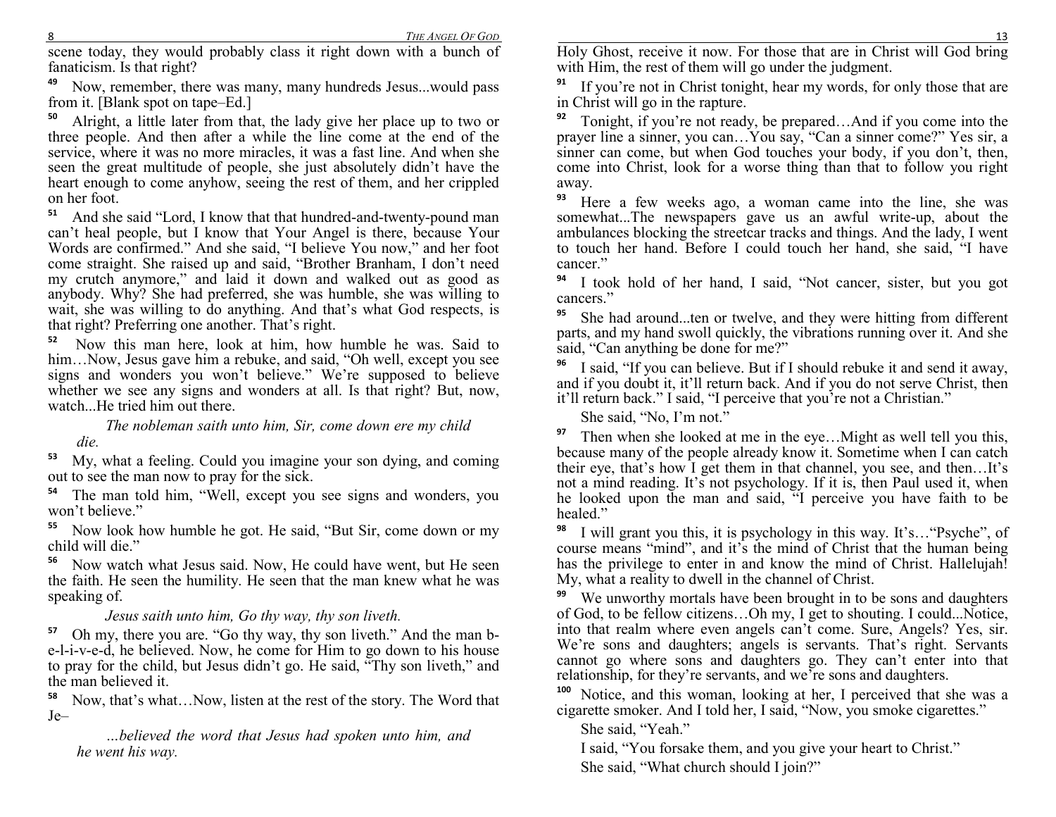scene today, they would probably class it right down with a bunch of fanaticism. Is that right?

**49** Now, remember, there was many, many hundreds Jesus...would pass from it. [Blank spot on tape–Ed.]

**50** Alright, a little later from that, the lady give her place up to two or three people. And then after a while the line come at the end of the service, where it was no more miracles, it was a fast line. And when she seen the great multitude of people, she just absolutely didn't have the heart enough to come anyhow, seeing the rest of them, and her crippled on her foot.

**51** And she said "Lord, I know that that hundred-and-twenty-pound man can't heal people, but I know that Your Angel is there, because Your Words are confirmed." And she said, "I believe You now," and her foot come straight. She raised up and said, "Brother Branham, I don't need my crutch anymore," and laid it down and walked out as good as anybody. Why? She had preferred, she was humble, she was willing to wait, she was willing to do anything. And that's what God respects, is that right? Preferring one another. That's right.

**52** Now this man here, look at him, how humble he was. Said to him…Now, Jesus gave him a rebuke, and said, "Oh well, except you see signs and wonders you won't believe." We're supposed to believe whether we see any signs and wonders at all. Is that right? But, now, watch...He tried him out there.

*The nobleman saith unto him, Sir, come down ere my child die.*

**53** My, what a feeling. Could you imagine your son dying, and coming out to see the man now to pray for the sick.

**54** The man told him, "Well, except you see signs and wonders, you won't believe."

**55** Now look how humble he got. He said, "But Sir, come down or my child will die."

**56** Now watch what Jesus said. Now, He could have went, but He seen the faith. He seen the humility. He seen that the man knew what he was speaking of.

*Jesus saith unto him, Go thy way, thy son liveth.*

**57** Oh my, there you are. "Go thy way, thy son liveth." And the man b-e-l-i-v-e-d, he believed. Now, he come for Him to go down to his house to pray for the child, but Jesus didn't go. He said, "Thy son liveth," and the man believed it.

**58** Now, that's what…Now, listen at the rest of the story. The Word that Je–

*...believed the word that Jesus had spoken unto him, and he went his way.*

Holy Ghost, receive it now. For those that are in Christ will God bring with Him, the rest of them will go under the judgment.

**91** If you're not in Christ tonight, hear my words, for only those that are in Christ will go in the rapture.

**92** Tonight, if you're not ready, be prepared…And if you come into the prayer line a sinner, you can…You say, "Can a sinner come?" Yes sir, a sinner can come, but when God touches your body, if you don't, then, come into Christ, look for a worse thing than that to follow you right away.

**93** Here a few weeks ago, a woman came into the line, she was somewhat...The newspapers gave us an awful write-up, about the ambulances blocking the streetcar tracks and things. And the lady, I went to touch her hand. Before I could touch her hand, she said, "I have cancer."

**94** I took hold of her hand, I said, "Not cancer, sister, but you got cancers."

**95** She had around...ten or twelve, and they were hitting from different parts, and my hand swoll quickly, the vibrations running over it. And she said, "Can anything be done for me?"

**96** I said, "If you can believe. But if I should rebuke it and send it away, and if you doubt it, it'll return back. And if you do not serve Christ, then it'll return back." I said, "I perceive that you're not a Christian."

She said, "No, I'm not."

**97** Then when she looked at me in the eye…Might as well tell you this, because many of the people already know it. Sometime when I can catch their eye, that's how I get them in that channel, you see, and then…It's not a mind reading. It's not psychology. If it is, then Paul used it, when he looked upon the man and said, "I perceive you have faith to be healed."

**98** I will grant you this, it is psychology in this way. It's…"Psyche", of course means "mind", and it's the mind of Christ that the human being has the privilege to enter in and know the mind of Christ. Hallelujah! My, what a reality to dwell in the channel of Christ.

**99** We unworthy mortals have been brought in to be sons and daughters of God, to be fellow citizens…Oh my, I get to shouting. I could...Notice, into that realm where even angels can't come. Sure, Angels? Yes, sir. We're sons and daughters; angels is servants. That's right. Servants cannot go where sons and daughters go. They can't enter into that relationship, for they're servants, and we're sons and daughters.

**100** Notice, and this woman, looking at her, I perceived that she was a cigarette smoker. And I told her, I said, "Now, you smoke cigarettes."

She said, "Yeah."

I said, "You forsake them, and you give your heart to Christ."

She said, "What church should I join?"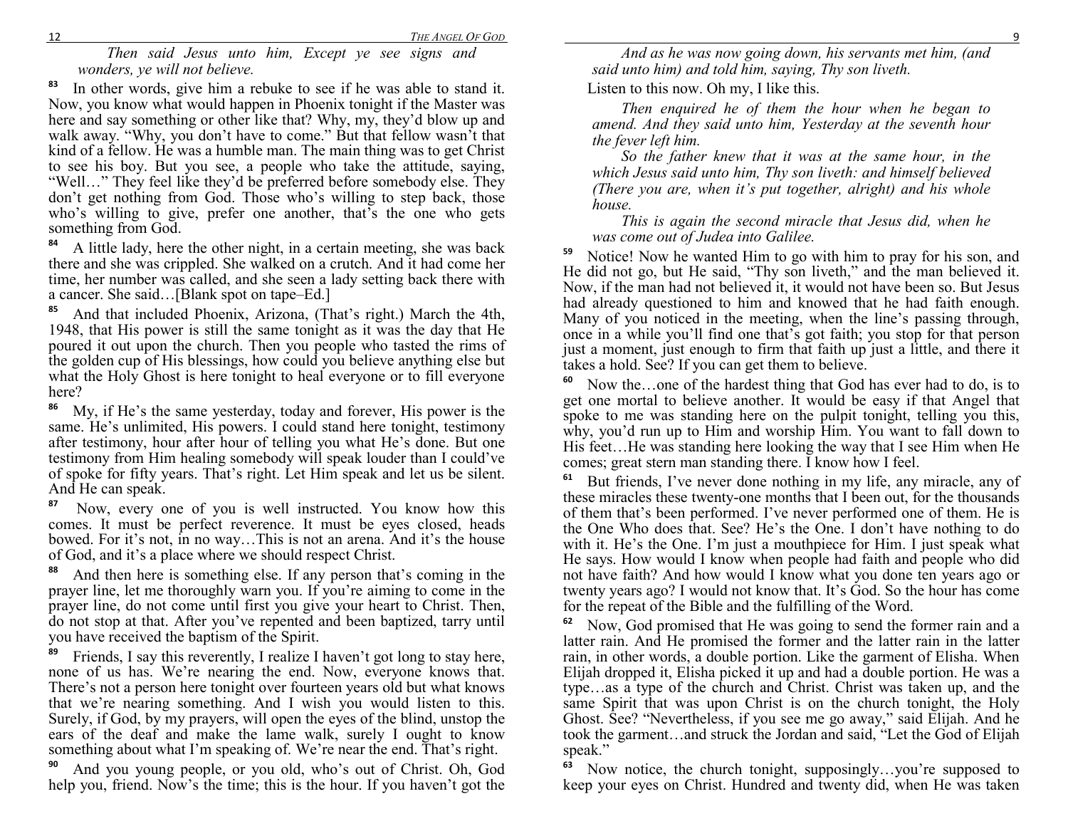*Then said Jesus unto him, Except ye see signs and wonders, ye will not believe.*

**83** In other words, give him a rebuke to see if he was able to stand it. Now, you know what would happen in Phoenix tonight if the Master was here and say something or other like that? Why, my, they'd blow up and walk away. "Why, you don't have to come." But that fellow wasn't that kind of a fellow. He was a humble man. The main thing was to get Christ to see his boy. But you see, a people who take the attitude, saying, "Well…" They feel like they'd be preferred before somebody else. They don't get nothing from God. Those who's willing to step back, those who's willing to give, prefer one another, that's the one who gets something from God.

**84** A little lady, here the other night, in a certain meeting, she was back there and she was crippled. She walked on a crutch. And it had come her time, her number was called, and she seen a lady setting back there with a cancer. She said…[Blank spot on tape–Ed.]

**85** And that included Phoenix, Arizona, (That's right.) March the 4th, 1948, that His power is still the same tonight as it was the day that He poured it out upon the church. Then you people who tasted the rims of the golden cup of His blessings, how could you believe anything else but what the Holy Ghost is here tonight to heal everyone or to fill everyone here?

**86** My, if He's the same yesterday, today and forever, His power is the same. He's unlimited, His powers. I could stand here tonight, testimony after testimony, hour after hour of telling you what He's done. But one testimony from Him healing somebody will speak louder than I could've of spoke for fifty years. That's right. Let Him speak and let us be silent. And He can speak.

**87** Now, every one of you is well instructed. You know how this comes. It must be perfect reverence. It must be eyes closed, heads bowed. For it's not, in no way…This is not an arena. And it's the house of God, and it's a place where we should respect Christ.

**88** And then here is something else. If any person that's coming in the prayer line, let me thoroughly warn you. If you're aiming to come in the prayer line, do not come until first you give your heart to Christ. Then, do not stop at that. After you've repented and been baptized, tarry until you have received the baptism of the Spirit.

**89** Friends, I say this reverently, I realize I haven't got long to stay here, none of us has. We're nearing the end. Now, everyone knows that. There's not a person here tonight over fourteen years old but what knows that we're nearing something. And I wish you would listen to this. Surely, if God, by my prayers, will open the eyes of the blind, unstop the ears of the deaf and make the lame walk, surely I ought to know something about what I'm speaking of. We're near the end. That's right.

**90** And you young people, or you old, who's out of Christ. Oh, God help you, friend. Now's the time; this is the hour. If you haven't got the

*And as he was now going down, his servants met him, (and said unto him) and told him, saying, Thy son liveth.*

Listen to this now. Oh my, I like this.

*Then enquired he of them the hour when he began to amend. And they said unto him, Yesterday at the seventh hour the fever left him.*

*So the father knew that it was at the same hour, in the which Jesus said unto him, Thy son liveth: and himself believed (There you are, when it's put together, alright) and his whole house.*

*This is again the second miracle that Jesus did, when he was come out of Judea into Galilee.*

**59** Notice! Now he wanted Him to go with him to pray for his son, and He did not go, but He said, "Thy son liveth," and the man believed it. Now, if the man had not believed it, it would not have been so. But Jesus had already questioned to him and knowed that he had faith enough. Many of you noticed in the meeting, when the line's passing through, once in a while you'll find one that's got faith; you stop for that person just a moment, just enough to firm that faith up just a little, and there it takes a hold. See? If you can get them to believe.

**60** Now the…one of the hardest thing that God has ever had to do, is to get one mortal to believe another. It would be easy if that Angel that spoke to me was standing here on the pulpit tonight, telling you this, why, you'd run up to Him and worship Him. You want to fall down to His feet…He was standing here looking the way that I see Him when He comes; great stern man standing there. I know how I feel.

**61** But friends, I've never done nothing in my life, any miracle, any of these miracles these twenty-one months that I been out, for the thousands of them that's been performed. I've never performed one of them. He is the One Who does that. See? He's the One. I don't have nothing to do with it. He's the One. I'm just a mouthpiece for Him. I just speak what He says. How would I know when people had faith and people who did not have faith? And how would I know what you done ten years ago or twenty years ago? I would not know that. It's God. So the hour has come for the repeat of the Bible and the fulfilling of the Word.

**62** Now, God promised that He was going to send the former rain and a latter rain. And He promised the former and the latter rain in the latter rain, in other words, a double portion. Like the garment of Elisha. When Elijah dropped it, Elisha picked it up and had a double portion. He was a type…as a type of the church and Christ. Christ was taken up, and the same Spirit that was upon Christ is on the church tonight, the Holy Ghost. See? "Nevertheless, if you see me go away," said Elijah. And he took the garment…and struck the Jordan and said, "Let the God of Elijah speak."

**63** Now notice, the church tonight, supposingly…you're supposed to keep your eyes on Christ. Hundred and twenty did, when He was taken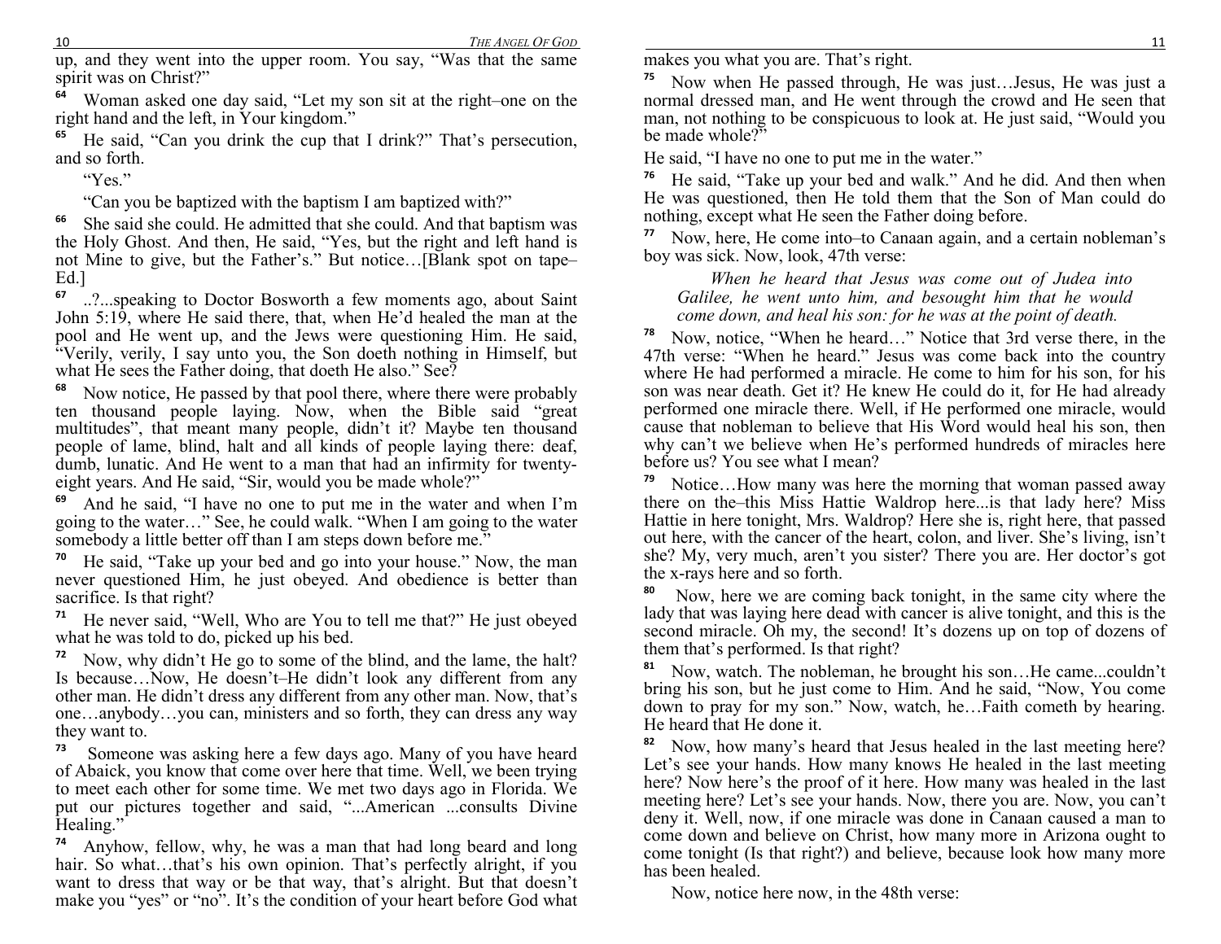up, and they went into the upper room. You say, "Was that the same spirit was on Christ?"

[64] Woman asked one day said, "Let my son sit at the right–one on the right hand and the left, in Your kingdom."

[65] He said, "Can you drink the cup that I drink?" That's persecution, and so forth.

"Yes."

"Can you be baptized with the baptism I am baptized with?"

[66] She said she could. He admitted that she could. And that baptism was the Holy Ghost. And then, He said, "Yes, but the right and left hand is not Mine to give, but the Father's." But notice…[Blank spot on tape–Ed.]

[67] ..?...speaking to Doctor Bosworth a few moments ago, about Saint John 5:19, where He said there, that, when He'd healed the man at the pool and He went up, and the Jews were questioning Him. He said, "Verily, verily, I say unto you, the Son doeth nothing in Himself, but what He sees the Father doing, that doeth He also." See?

[68] Now notice, He passed by that pool there, where there were probably ten thousand people laying. Now, when the Bible said "great multitudes", that meant many people, didn't it? Maybe ten thousand people of lame, blind, halt and all kinds of people laying there: deaf, dumb, lunatic. And He went to a man that had an infirmity for twenty-eight years. And He said, "Sir, would you be made whole?"

[69] And he said, "I have no one to put me in the water and when I'm going to the water…" See, he could walk. "When I am going to the water somebody a little better off than I am steps down before me."

[70] He said, "Take up your bed and go into your house." Now, the man never questioned Him, he just obeyed. And obedience is better than sacrifice. Is that right?

[71] He never said, "Well, Who are You to tell me that?" He just obeyed what he was told to do, picked up his bed.

[72] Now, why didn't He go to some of the blind, and the lame, the halt? Is because…Now, He doesn't–He didn't look any different from any other man. He didn't dress any different from any other man. Now, that's one…anybody…you can, ministers and so forth, they can dress any way they want to.

[73] Someone was asking here a few days ago. Many of you have heard of Abaick, you know that come over here that time. Well, we been trying to meet each other for some time. We met two days ago in Florida. We put our pictures together and said, "...American ...consults Divine Healing."

[74] Anyhow, fellow, why, he was a man that had long beard and long hair. So what…that's his own opinion. That's perfectly alright, if you want to dress that way or be that way, that's alright. But that doesn't make you "yes" or "no". It's the condition of your heart before God what makes you what you are. That's right.

[75] Now when He passed through, He was just…Jesus, He was just a normal dressed man, and He went through the crowd and He seen that man, not nothing to be conspicuous to look at. He just said, "Would you be made whole?"

He said, "I have no one to put me in the water."

[76] He said, "Take up your bed and walk." And he did. And then when He was questioned, then He told them that the Son of Man could do nothing, except what He seen the Father doing before.

[77] Now, here, He come into–to Canaan again, and a certain nobleman's boy was sick. Now, look, 47th verse:

> *When he heard that Jesus was come out of Judea into Galilee, he went unto him, and besought him that he would come down, and heal his son: for he was at the point of death.*

[78] Now, notice, "When he heard…" Notice that 3rd verse there, in the 47th verse: "When he heard." Jesus was come back into the country where He had performed a miracle. He come to him for his son, for his son was near death. Get it? He knew He could do it, for He had already performed one miracle there. Well, if He performed one miracle, would cause that nobleman to believe that His Word would heal his son, then why can't we believe when He's performed hundreds of miracles here before us? You see what I mean?

[79] Notice…How many was here the morning that woman passed away there on the–this Miss Hattie Waldrop here...is that lady here? Miss Hattie in here tonight, Mrs. Waldrop? Here she is, right here, that passed out here, with the cancer of the heart, colon, and liver. She's living, isn't she? My, very much, aren't you sister? There you are. Her doctor's got the x-rays here and so forth.

[80] Now, here we are coming back tonight, in the same city where the lady that was laying here dead with cancer is alive tonight, and this is the second miracle. Oh my, the second! It's dozens up on top of dozens of them that's performed. Is that right?

[81] Now, watch. The nobleman, he brought his son…He came...couldn't bring his son, but he just come to Him. And he said, "Now, You come down to pray for my son." Now, watch, he…Faith cometh by hearing. He heard that He done it.

[82] Now, how many's heard that Jesus healed in the last meeting here? Let's see your hands. How many knows He healed in the last meeting here? Now here's the proof of it here. How many was healed in the last meeting here? Let's see your hands. Now, there you are. Now, you can't deny it. Well, now, if one miracle was done in Canaan caused a man to come down and believe on Christ, how many more in Arizona ought to come tonight (Is that right?) and believe, because look how many more has been healed.

Now, notice here now, in the 48th verse: